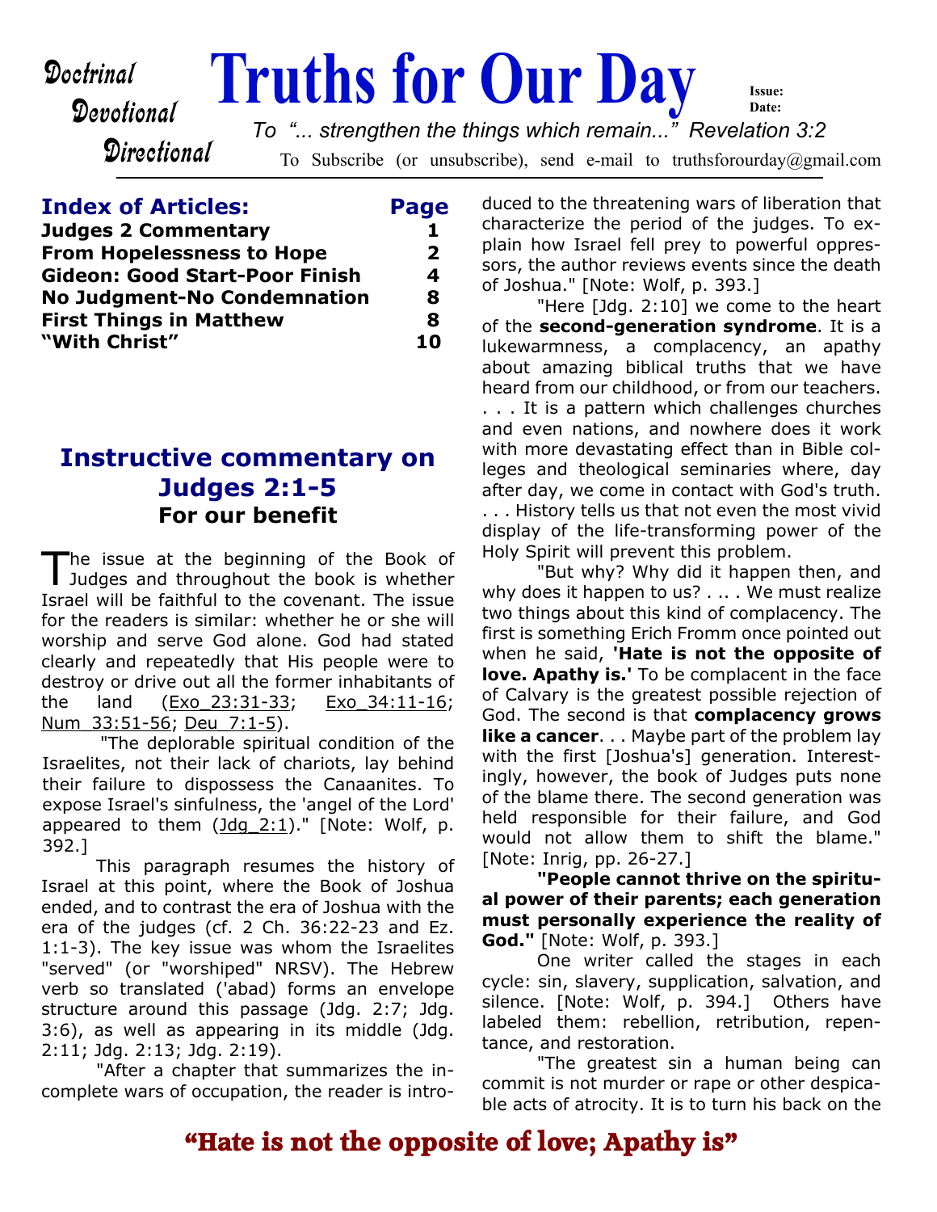Doctrinal
Devotional
Directional

# Truths for Our Day

Issue:
Date:

*To "... strengthen the things which remain..." Revelation 3:2*

To Subscribe (or unsubscribe), send e-mail to truthsforourday@gmail.com

| Index of Articles: | Page |
|---|---|
| **Judges 2 Commentary** | **1** |
| **From Hopelessness to Hope** | **2** |
| **Gideon: Good Start-Poor Finish** | **4** |
| **No Judgment-No Condemnation** | **8** |
| **First Things in Matthew** | **8** |
| **"With Christ"** | **10** |

## Instructive commentary on Judges 2:1-5

### For our benefit

The issue at the beginning of the Book of Judges and throughout the book is whether Israel will be faithful to the covenant. The issue for the readers is similar: whether he or she will worship and serve God alone. God had stated clearly and repeatedly that His people were to destroy or drive out all the former inhabitants of the land (Exo_23:31-33; Exo_34:11-16; Num_33:51-56; Deu_7:1-5).

"The deplorable spiritual condition of the Israelites, not their lack of chariots, lay behind their failure to dispossess the Canaanites. To expose Israel's sinfulness, the 'angel of the Lord' appeared to them (Jdg_2:1)." [Note: Wolf, p. 392.]

This paragraph resumes the history of Israel at this point, where the Book of Joshua ended, and to contrast the era of Joshua with the era of the judges (cf. 2 Ch. 36:22-23 and Ez. 1:1-3). The key issue was whom the Israelites "served" (or "worshiped" NRSV). The Hebrew verb so translated ('abad) forms an envelope structure around this passage (Jdg. 2:7; Jdg. 3:6), as well as appearing in its middle (Jdg. 2:11; Jdg. 2:13; Jdg. 2:19).

"After a chapter that summarizes the incomplete wars of occupation, the reader is introduced to the threatening wars of liberation that characterize the period of the judges. To explain how Israel fell prey to powerful oppressors, the author reviews events since the death of Joshua." [Note: Wolf, p. 393.]

"Here [Jdg. 2:10] we come to the heart of the **second-generation syndrome**. It is a lukewarmness, a complacency, an apathy about amazing biblical truths that we have heard from our childhood, or from our teachers. . . . It is a pattern which challenges churches and even nations, and nowhere does it work with more devastating effect than in Bible colleges and theological seminaries where, day after day, we come in contact with God's truth. . . . History tells us that not even the most vivid display of the life-transforming power of the Holy Spirit will prevent this problem.

"But why? Why did it happen then, and why does it happen to us? . .. . We must realize two things about this kind of complacency. The first is something Erich Fromm once pointed out when he said, **'Hate is not the opposite of love. Apathy is.'** To be complacent in the face of Calvary is the greatest possible rejection of God. The second is that **complacency grows like a cancer**. . . Maybe part of the problem lay with the first [Joshua's] generation. Interestingly, however, the book of Judges puts none of the blame there. The second generation was held responsible for their failure, and God would not allow them to shift the blame." [Note: Inrig, pp. 26-27.]

**"People cannot thrive on the spiritual power of their parents; each generation must personally experience the reality of God."** [Note: Wolf, p. 393.]

One writer called the stages in each cycle: sin, slavery, supplication, salvation, and silence. [Note: Wolf, p. 394.] Others have labeled them: rebellion, retribution, repentance, and restoration.

"The greatest sin a human being can commit is not murder or rape or other despicable acts of atrocity. It is to turn his back on the

**"Hate is not the opposite of love; Apathy is"**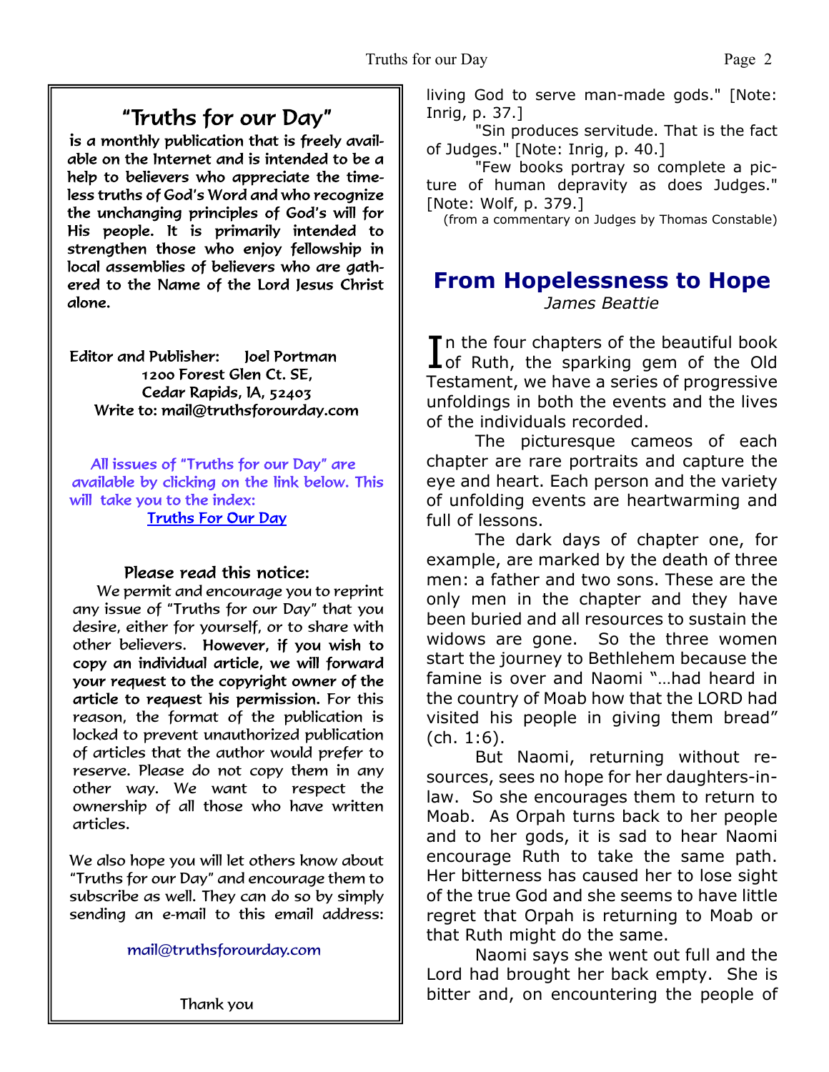## "Truths for our Day"

**is a monthly publication that is freely available on the Internet and is intended to be a help to believers who appreciate the timeless truths of God's Word and who recognize the unchanging principles of God's will for His people. It is primarily intended to strengthen those who enjoy fellowship in local assemblies of believers who are gathered to the Name of the Lord Jesus Christ alone.**

Editor and Publisher: Joel Portman
1200 Forest Glen Ct. SE,
Cedar Rapids, IA, 52403
Write to: mail@truthsforourday.com

All issues of "Truths for our Day" are available by clicking on the link below. This will take you to the index:
Truths For Our Day

**Please read this notice:**

We permit and encourage you to reprint any issue of "Truths for our Day" that you desire, either for yourself, or to share with other believers. **However, if you wish to copy an individual article, we will forward your request to the copyright owner of the article to request his permission.** For this reason, the format of the publication is locked to prevent unauthorized publication of articles that the author would prefer to reserve. Please do not copy them in any other way. We want to respect the ownership of all those who have written articles.

We also hope you will let others know about "Truths for our Day" and encourage them to subscribe as well. They can do so by simply sending an e-mail to this email address:

mail@truthsforourday.com

Thank you

living God to serve man-made gods." [Note: Inrig, p. 37.]

"Sin produces servitude. That is the fact of Judges." [Note: Inrig, p. 40.]

"Few books portray so complete a picture of human depravity as does Judges." [Note: Wolf, p. 379.]

(from a commentary on Judges by Thomas Constable)

# From Hopelessness to Hope

*James Beattie*

In the four chapters of the beautiful book of Ruth, the sparking gem of the Old Testament, we have a series of progressive unfoldings in both the events and the lives of the individuals recorded.

The picturesque cameos of each chapter are rare portraits and capture the eye and heart. Each person and the variety of unfolding events are heartwarming and full of lessons.

The dark days of chapter one, for example, are marked by the death of three men: a father and two sons. These are the only men in the chapter and they have been buried and all resources to sustain the widows are gone. So the three women start the journey to Bethlehem because the famine is over and Naomi "…had heard in the country of Moab how that the LORD had visited his people in giving them bread" (ch. 1:6).

But Naomi, returning without resources, sees no hope for her daughters-in-law. So she encourages them to return to Moab. As Orpah turns back to her people and to her gods, it is sad to hear Naomi encourage Ruth to take the same path. Her bitterness has caused her to lose sight of the true God and she seems to have little regret that Orpah is returning to Moab or that Ruth might do the same.

Naomi says she went out full and the Lord had brought her back empty. She is bitter and, on encountering the people of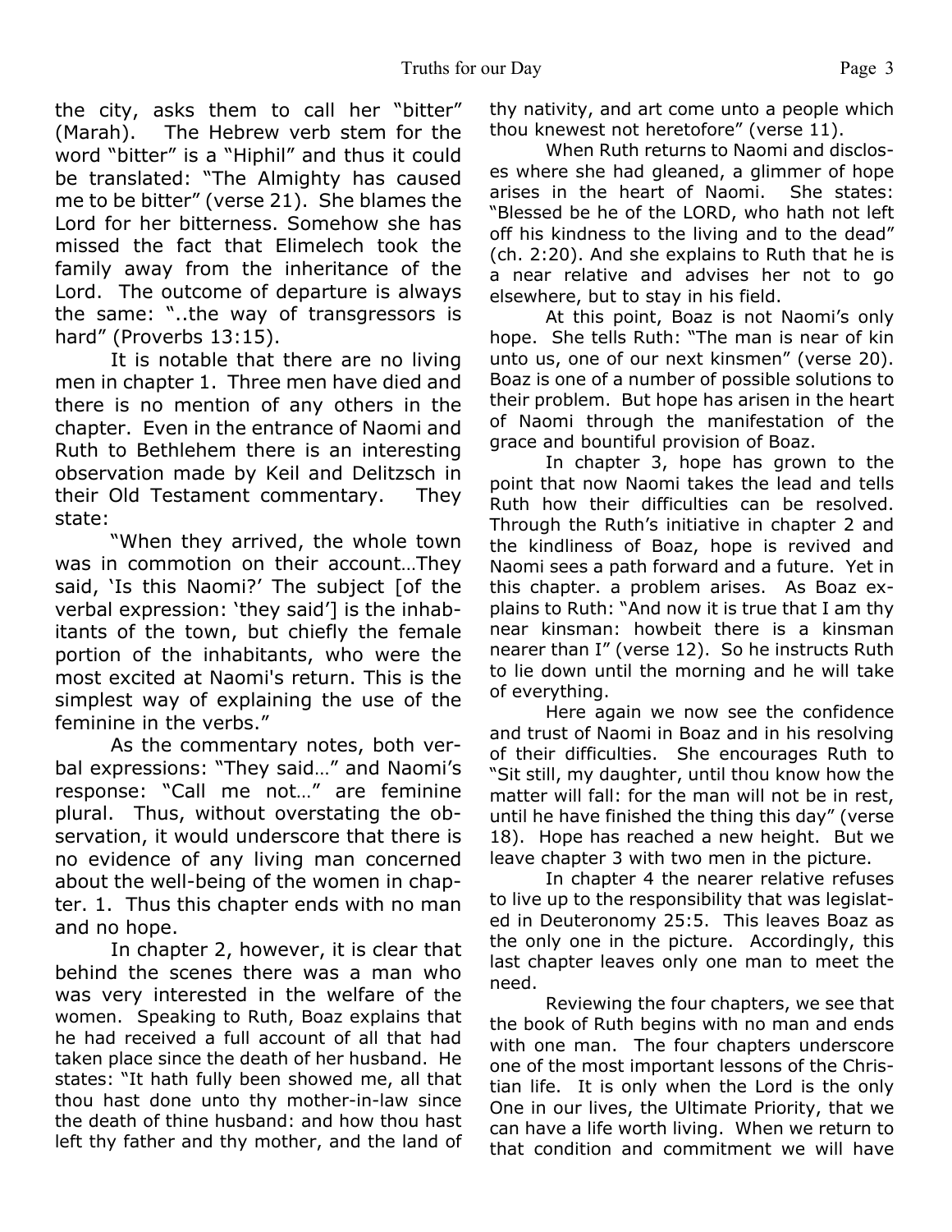the city, asks them to call her "bitter" (Marah). The Hebrew verb stem for the word "bitter" is a "Hiphil" and thus it could be translated: "The Almighty has caused me to be bitter" (verse 21). She blames the Lord for her bitterness. Somehow she has missed the fact that Elimelech took the family away from the inheritance of the Lord. The outcome of departure is always the same: "..the way of transgressors is hard" (Proverbs 13:15).

It is notable that there are no living men in chapter 1. Three men have died and there is no mention of any others in the chapter. Even in the entrance of Naomi and Ruth to Bethlehem there is an interesting observation made by Keil and Delitzsch in their Old Testament commentary. They state:

"When they arrived, the whole town was in commotion on their account…They said, 'Is this Naomi?' The subject [of the verbal expression: 'they said'] is the inhabitants of the town, but chiefly the female portion of the inhabitants, who were the most excited at Naomi's return. This is the simplest way of explaining the use of the feminine in the verbs."

As the commentary notes, both verbal expressions: "They said…" and Naomi's response: "Call me not…" are feminine plural. Thus, without overstating the observation, it would underscore that there is no evidence of any living man concerned about the well-being of the women in chapter. 1. Thus this chapter ends with no man and no hope.

In chapter 2, however, it is clear that behind the scenes there was a man who was very interested in the welfare of the women. Speaking to Ruth, Boaz explains that he had received a full account of all that had taken place since the death of her husband. He states: "It hath fully been showed me, all that thou hast done unto thy mother-in-law since the death of thine husband: and how thou hast left thy father and thy mother, and the land of thy nativity, and art come unto a people which thou knewest not heretofore" (verse 11).

When Ruth returns to Naomi and discloses where she had gleaned, a glimmer of hope arises in the heart of Naomi. She states: "Blessed be he of the LORD, who hath not left off his kindness to the living and to the dead" (ch. 2:20). And she explains to Ruth that he is a near relative and advises her not to go elsewhere, but to stay in his field.

At this point, Boaz is not Naomi's only hope. She tells Ruth: "The man is near of kin unto us, one of our next kinsmen" (verse 20). Boaz is one of a number of possible solutions to their problem. But hope has arisen in the heart of Naomi through the manifestation of the grace and bountiful provision of Boaz.

In chapter 3, hope has grown to the point that now Naomi takes the lead and tells Ruth how their difficulties can be resolved. Through the Ruth's initiative in chapter 2 and the kindliness of Boaz, hope is revived and Naomi sees a path forward and a future. Yet in this chapter. a problem arises. As Boaz explains to Ruth: "And now it is true that I am thy near kinsman: howbeit there is a kinsman nearer than I" (verse 12). So he instructs Ruth to lie down until the morning and he will take of everything.

Here again we now see the confidence and trust of Naomi in Boaz and in his resolving of their difficulties. She encourages Ruth to "Sit still, my daughter, until thou know how the matter will fall: for the man will not be in rest, until he have finished the thing this day" (verse 18). Hope has reached a new height. But we leave chapter 3 with two men in the picture.

In chapter 4 the nearer relative refuses to live up to the responsibility that was legislated in Deuteronomy 25:5. This leaves Boaz as the only one in the picture. Accordingly, this last chapter leaves only one man to meet the need.

Reviewing the four chapters, we see that the book of Ruth begins with no man and ends with one man. The four chapters underscore one of the most important lessons of the Christian life. It is only when the Lord is the only One in our lives, the Ultimate Priority, that we can have a life worth living. When we return to that condition and commitment we will have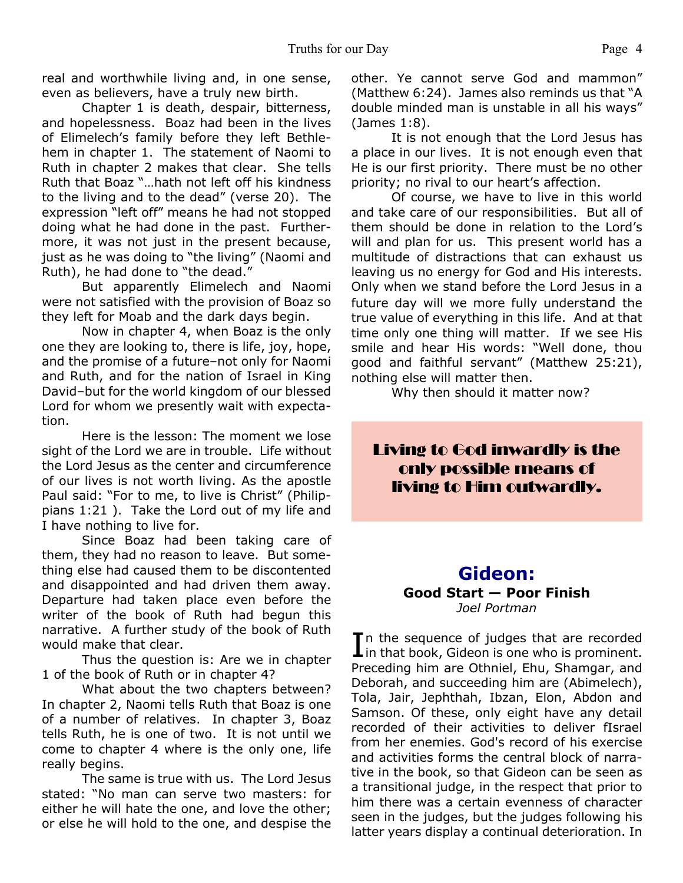real and worthwhile living and, in one sense, even as believers, have a truly new birth.

Chapter 1 is death, despair, bitterness, and hopelessness. Boaz had been in the lives of Elimelech's family before they left Bethlehem in chapter 1. The statement of Naomi to Ruth in chapter 2 makes that clear. She tells Ruth that Boaz "…hath not left off his kindness to the living and to the dead" (verse 20). The expression "left off" means he had not stopped doing what he had done in the past. Furthermore, it was not just in the present because, just as he was doing to "the living" (Naomi and Ruth), he had done to "the dead."

But apparently Elimelech and Naomi were not satisfied with the provision of Boaz so they left for Moab and the dark days begin.

Now in chapter 4, when Boaz is the only one they are looking to, there is life, joy, hope, and the promise of a future–not only for Naomi and Ruth, and for the nation of Israel in King David–but for the world kingdom of our blessed Lord for whom we presently wait with expectation.

Here is the lesson: The moment we lose sight of the Lord we are in trouble. Life without the Lord Jesus as the center and circumference of our lives is not worth living. As the apostle Paul said: "For to me, to live is Christ" (Philippians 1:21 ). Take the Lord out of my life and I have nothing to live for.

Since Boaz had been taking care of them, they had no reason to leave. But something else had caused them to be discontented and disappointed and had driven them away. Departure had taken place even before the writer of the book of Ruth had begun this narrative. A further study of the book of Ruth would make that clear.

Thus the question is: Are we in chapter 1 of the book of Ruth or in chapter 4?

What about the two chapters between? In chapter 2, Naomi tells Ruth that Boaz is one of a number of relatives. In chapter 3, Boaz tells Ruth, he is one of two. It is not until we come to chapter 4 where is the only one, life really begins.

The same is true with us. The Lord Jesus stated: "No man can serve two masters: for either he will hate the one, and love the other; or else he will hold to the one, and despise the other. Ye cannot serve God and mammon" (Matthew 6:24). James also reminds us that "A double minded man is unstable in all his ways" (James 1:8).

It is not enough that the Lord Jesus has a place in our lives. It is not enough even that He is our first priority. There must be no other priority; no rival to our heart's affection.

Of course, we have to live in this world and take care of our responsibilities. But all of them should be done in relation to the Lord's will and plan for us. This present world has a multitude of distractions that can exhaust us leaving us no energy for God and His interests. Only when we stand before the Lord Jesus in a future day will we more fully understand the true value of everything in this life. And at that time only one thing will matter. If we see His smile and hear His words: "Well done, thou good and faithful servant" (Matthew 25:21), nothing else will matter then.

Why then should it matter now?

**Living to God inwardly is the only possible means of living to Him outwardly.**

## Gideon:

### Good Start — Poor Finish

*Joel Portman*

In the sequence of judges that are recorded in that book, Gideon is one who is prominent. Preceding him are Othniel, Ehu, Shamgar, and Deborah, and succeeding him are (Abimelech), Tola, Jair, Jephthah, Ibzan, Elon, Abdon and Samson. Of these, only eight have any detail recorded of their activities to deliver fIsrael from her enemies. God's record of his exercise and activities forms the central block of narrative in the book, so that Gideon can be seen as a transitional judge, in the respect that prior to him there was a certain evenness of character seen in the judges, but the judges following his latter years display a continual deterioration. In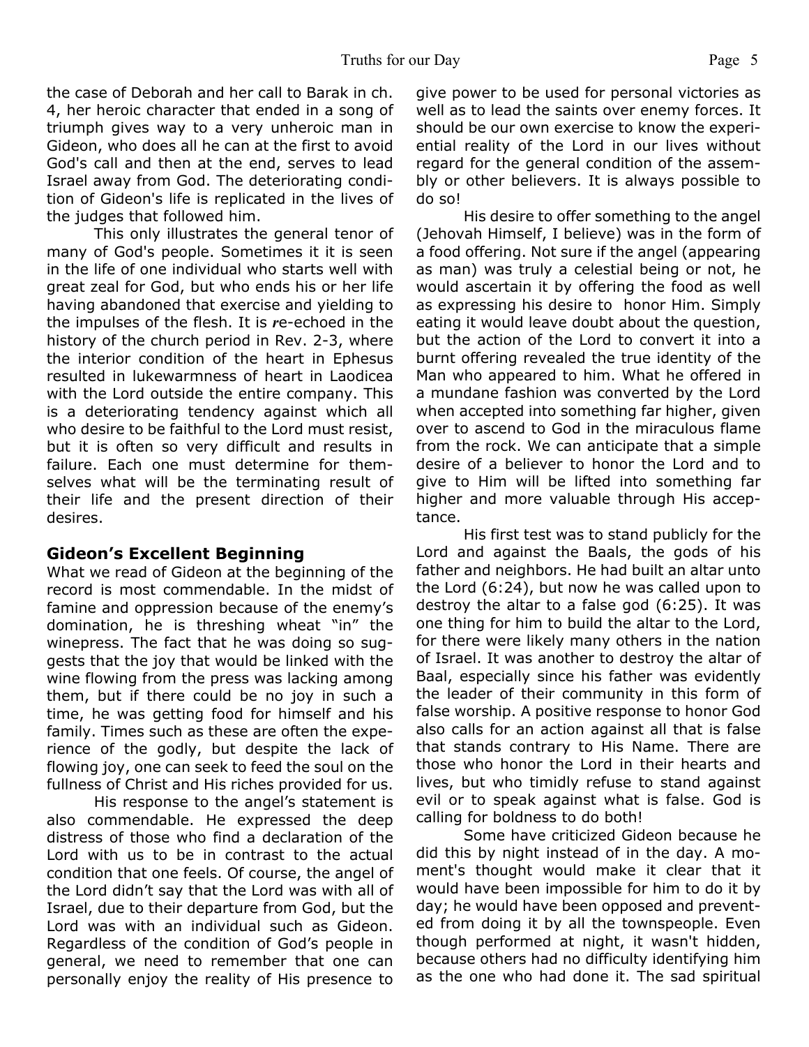the case of Deborah and her call to Barak in ch. 4, her heroic character that ended in a song of triumph gives way to a very unheroic man in Gideon, who does all he can at the first to avoid God's call and then at the end, serves to lead Israel away from God. The deteriorating condition of Gideon's life is replicated in the lives of the judges that followed him.

This only illustrates the general tenor of many of God's people. Sometimes it it is seen in the life of one individual who starts well with great zeal for God, but who ends his or her life having abandoned that exercise and yielding to the impulses of the flesh. It is re-echoed in the history of the church period in Rev. 2-3, where the interior condition of the heart in Ephesus resulted in lukewarmness of heart in Laodicea with the Lord outside the entire company. This is a deteriorating tendency against which all who desire to be faithful to the Lord must resist, but it is often so very difficult and results in failure. Each one must determine for themselves what will be the terminating result of their life and the present direction of their desires.

## Gideon's Excellent Beginning

What we read of Gideon at the beginning of the record is most commendable. In the midst of famine and oppression because of the enemy's domination, he is threshing wheat "in" the winepress. The fact that he was doing so suggests that the joy that would be linked with the wine flowing from the press was lacking among them, but if there could be no joy in such a time, he was getting food for himself and his family. Times such as these are often the experience of the godly, but despite the lack of flowing joy, one can seek to feed the soul on the fullness of Christ and His riches provided for us.

His response to the angel's statement is also commendable. He expressed the deep distress of those who find a declaration of the Lord with us to be in contrast to the actual condition that one feels. Of course, the angel of the Lord didn't say that the Lord was with all of Israel, due to their departure from God, but the Lord was with an individual such as Gideon. Regardless of the condition of God's people in general, we need to remember that one can personally enjoy the reality of His presence to give power to be used for personal victories as well as to lead the saints over enemy forces. It should be our own exercise to know the experiential reality of the Lord in our lives without regard for the general condition of the assembly or other believers. It is always possible to do so!

His desire to offer something to the angel (Jehovah Himself, I believe) was in the form of a food offering. Not sure if the angel (appearing as man) was truly a celestial being or not, he would ascertain it by offering the food as well as expressing his desire to honor Him. Simply eating it would leave doubt about the question, but the action of the Lord to convert it into a burnt offering revealed the true identity of the Man who appeared to him. What he offered in a mundane fashion was converted by the Lord when accepted into something far higher, given over to ascend to God in the miraculous flame from the rock. We can anticipate that a simple desire of a believer to honor the Lord and to give to Him will be lifted into something far higher and more valuable through His acceptance.

His first test was to stand publicly for the Lord and against the Baals, the gods of his father and neighbors. He had built an altar unto the Lord (6:24), but now he was called upon to destroy the altar to a false god (6:25). It was one thing for him to build the altar to the Lord, for there were likely many others in the nation of Israel. It was another to destroy the altar of Baal, especially since his father was evidently the leader of their community in this form of false worship. A positive response to honor God also calls for an action against all that is false that stands contrary to His Name. There are those who honor the Lord in their hearts and lives, but who timidly refuse to stand against evil or to speak against what is false. God is calling for boldness to do both!

Some have criticized Gideon because he did this by night instead of in the day. A moment's thought would make it clear that it would have been impossible for him to do it by day; he would have been opposed and prevented from doing it by all the townspeople. Even though performed at night, it wasn't hidden, because others had no difficulty identifying him as the one who had done it. The sad spiritual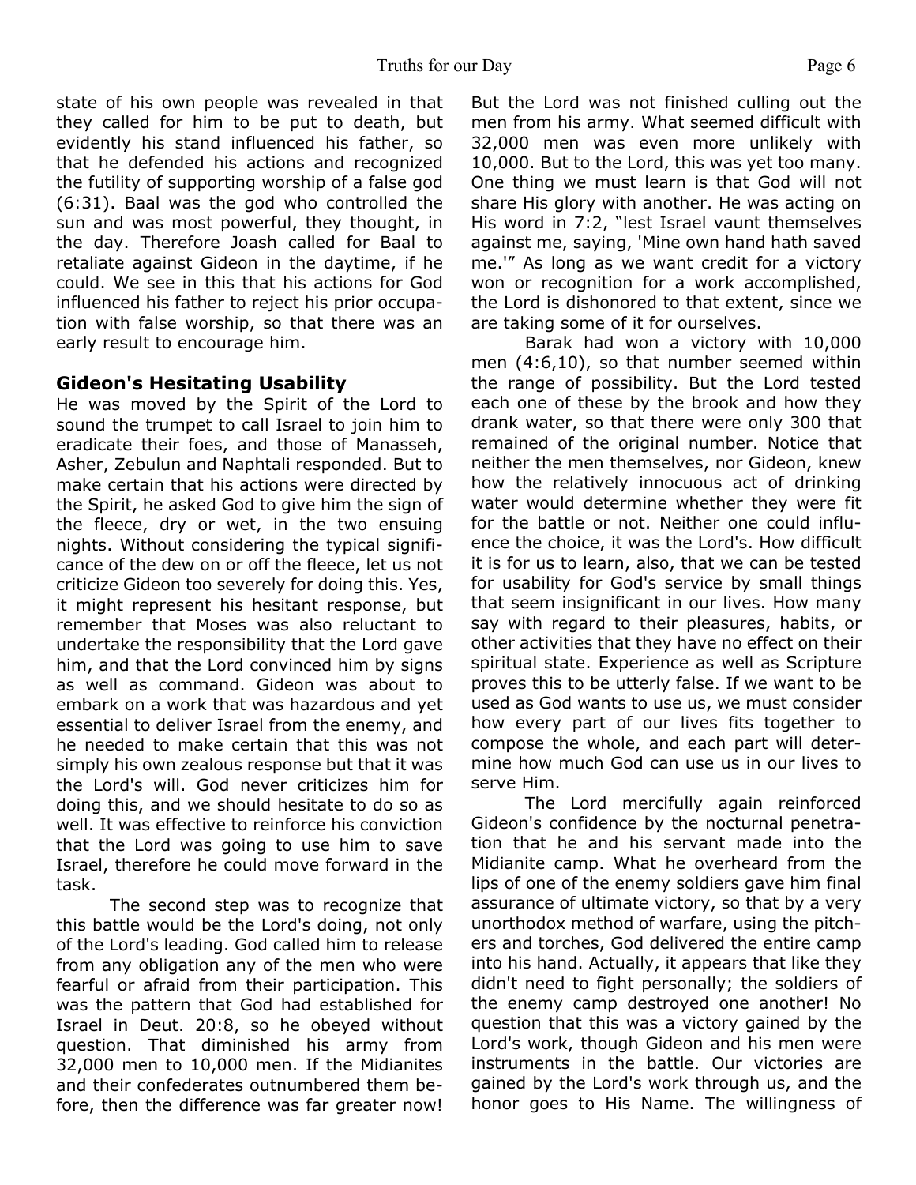state of his own people was revealed in that they called for him to be put to death, but evidently his stand influenced his father, so that he defended his actions and recognized the futility of supporting worship of a false god (6:31). Baal was the god who controlled the sun and was most powerful, they thought, in the day. Therefore Joash called for Baal to retaliate against Gideon in the daytime, if he could. We see in this that his actions for God influenced his father to reject his prior occupation with false worship, so that there was an early result to encourage him.

### Gideon's Hesitating Usability

He was moved by the Spirit of the Lord to sound the trumpet to call Israel to join him to eradicate their foes, and those of Manasseh, Asher, Zebulun and Naphtali responded. But to make certain that his actions were directed by the Spirit, he asked God to give him the sign of the fleece, dry or wet, in the two ensuing nights. Without considering the typical significance of the dew on or off the fleece, let us not criticize Gideon too severely for doing this. Yes, it might represent his hesitant response, but remember that Moses was also reluctant to undertake the responsibility that the Lord gave him, and that the Lord convinced him by signs as well as command. Gideon was about to embark on a work that was hazardous and yet essential to deliver Israel from the enemy, and he needed to make certain that this was not simply his own zealous response but that it was the Lord's will. God never criticizes him for doing this, and we should hesitate to do so as well. It was effective to reinforce his conviction that the Lord was going to use him to save Israel, therefore he could move forward in the task.

The second step was to recognize that this battle would be the Lord's doing, not only of the Lord's leading. God called him to release from any obligation any of the men who were fearful or afraid from their participation. This was the pattern that God had established for Israel in Deut. 20:8, so he obeyed without question. That diminished his army from 32,000 men to 10,000 men. If the Midianites and their confederates outnumbered them before, then the difference was far greater now! But the Lord was not finished culling out the men from his army. What seemed difficult with 32,000 men was even more unlikely with 10,000. But to the Lord, this was yet too many. One thing we must learn is that God will not share His glory with another. He was acting on His word in 7:2, "lest Israel vaunt themselves against me, saying, 'Mine own hand hath saved me.'" As long as we want credit for a victory won or recognition for a work accomplished, the Lord is dishonored to that extent, since we are taking some of it for ourselves.

Barak had won a victory with 10,000 men (4:6,10), so that number seemed within the range of possibility. But the Lord tested each one of these by the brook and how they drank water, so that there were only 300 that remained of the original number. Notice that neither the men themselves, nor Gideon, knew how the relatively innocuous act of drinking water would determine whether they were fit for the battle or not. Neither one could influence the choice, it was the Lord's. How difficult it is for us to learn, also, that we can be tested for usability for God's service by small things that seem insignificant in our lives. How many say with regard to their pleasures, habits, or other activities that they have no effect on their spiritual state. Experience as well as Scripture proves this to be utterly false. If we want to be used as God wants to use us, we must consider how every part of our lives fits together to compose the whole, and each part will determine how much God can use us in our lives to serve Him.

The Lord mercifully again reinforced Gideon's confidence by the nocturnal penetration that he and his servant made into the Midianite camp. What he overheard from the lips of one of the enemy soldiers gave him final assurance of ultimate victory, so that by a very unorthodox method of warfare, using the pitchers and torches, God delivered the entire camp into his hand. Actually, it appears that like they didn't need to fight personally; the soldiers of the enemy camp destroyed one another! No question that this was a victory gained by the Lord's work, though Gideon and his men were instruments in the battle. Our victories are gained by the Lord's work through us, and the honor goes to His Name. The willingness of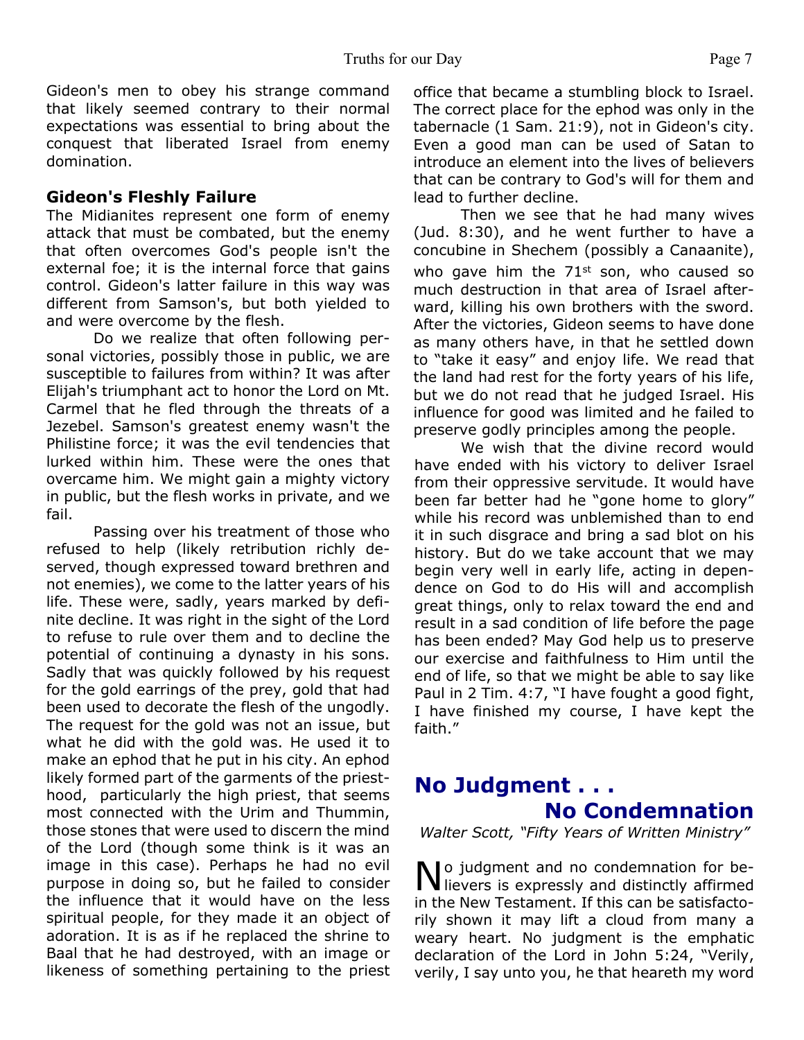Gideon's men to obey his strange command that likely seemed contrary to their normal expectations was essential to bring about the conquest that liberated Israel from enemy domination.

### Gideon's Fleshly Failure

The Midianites represent one form of enemy attack that must be combated, but the enemy that often overcomes God's people isn't the external foe; it is the internal force that gains control. Gideon's latter failure in this way was different from Samson's, but both yielded to and were overcome by the flesh.

Do we realize that often following personal victories, possibly those in public, we are susceptible to failures from within? It was after Elijah's triumphant act to honor the Lord on Mt. Carmel that he fled through the threats of a Jezebel. Samson's greatest enemy wasn't the Philistine force; it was the evil tendencies that lurked within him. These were the ones that overcame him. We might gain a mighty victory in public, but the flesh works in private, and we fail.

Passing over his treatment of those who refused to help (likely retribution richly deserved, though expressed toward brethren and not enemies), we come to the latter years of his life. These were, sadly, years marked by definite decline. It was right in the sight of the Lord to refuse to rule over them and to decline the potential of continuing a dynasty in his sons. Sadly that was quickly followed by his request for the gold earrings of the prey, gold that had been used to decorate the flesh of the ungodly. The request for the gold was not an issue, but what he did with the gold was. He used it to make an ephod that he put in his city. An ephod likely formed part of the garments of the priesthood, particularly the high priest, that seems most connected with the Urim and Thummin, those stones that were used to discern the mind of the Lord (though some think is it was an image in this case). Perhaps he had no evil purpose in doing so, but he failed to consider the influence that it would have on the less spiritual people, for they made it an object of adoration. It is as if he replaced the shrine to Baal that he had destroyed, with an image or likeness of something pertaining to the priest office that became a stumbling block to Israel. The correct place for the ephod was only in the tabernacle (1 Sam. 21:9), not in Gideon's city. Even a good man can be used of Satan to introduce an element into the lives of believers that can be contrary to God's will for them and lead to further decline.

Then we see that he had many wives (Jud. 8:30), and he went further to have a concubine in Shechem (possibly a Canaanite), who gave him the 71st son, who caused so much destruction in that area of Israel afterward, killing his own brothers with the sword. After the victories, Gideon seems to have done as many others have, in that he settled down to "take it easy" and enjoy life. We read that the land had rest for the forty years of his life, but we do not read that he judged Israel. His influence for good was limited and he failed to preserve godly principles among the people.

We wish that the divine record would have ended with his victory to deliver Israel from their oppressive servitude. It would have been far better had he "gone home to glory" while his record was unblemished than to end it in such disgrace and bring a sad blot on his history. But do we take account that we may begin very well in early life, acting in dependence on God to do His will and accomplish great things, only to relax toward the end and result in a sad condition of life before the page has been ended? May God help us to preserve our exercise and faithfulness to Him until the end of life, so that we might be able to say like Paul in 2 Tim. 4:7, "I have fought a good fight, I have finished my course, I have kept the faith."

## No Judgment . . . No Condemnation

*Walter Scott, "Fifty Years of Written Ministry"*

No judgment and no condemnation for believers is expressly and distinctly affirmed in the New Testament. If this can be satisfactorily shown it may lift a cloud from many a weary heart. No judgment is the emphatic declaration of the Lord in John 5:24, "Verily, verily, I say unto you, he that heareth my word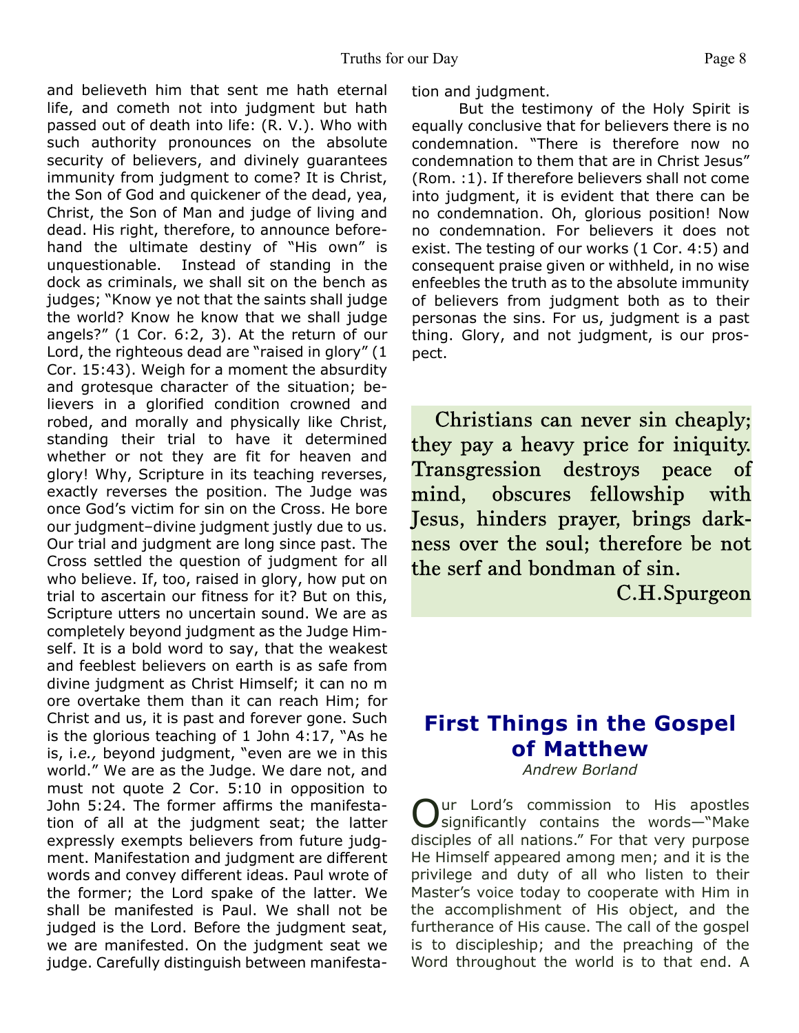and believeth him that sent me hath eternal life, and cometh not into judgment but hath passed out of death into life: (R. V.). Who with such authority pronounces on the absolute security of believers, and divinely guarantees immunity from judgment to come? It is Christ, the Son of God and quickener of the dead, yea, Christ, the Son of Man and judge of living and dead. His right, therefore, to announce beforehand the ultimate destiny of "His own" is unquestionable. Instead of standing in the dock as criminals, we shall sit on the bench as judges; "Know ye not that the saints shall judge the world? Know he know that we shall judge angels?" (1 Cor. 6:2, 3). At the return of our Lord, the righteous dead are "raised in glory" (1 Cor. 15:43). Weigh for a moment the absurdity and grotesque character of the situation; believers in a glorified condition crowned and robed, and morally and physically like Christ, standing their trial to have it determined whether or not they are fit for heaven and glory! Why, Scripture in its teaching reverses, exactly reverses the position. The Judge was once God's victim for sin on the Cross. He bore our judgment–divine judgment justly due to us. Our trial and judgment are long since past. The Cross settled the question of judgment for all who believe. If, too, raised in glory, how put on trial to ascertain our fitness for it? But on this, Scripture utters no uncertain sound. We are as completely beyond judgment as the Judge Himself. It is a bold word to say, that the weakest and feeblest believers on earth is as safe from divine judgment as Christ Himself; it can no m ore overtake them than it can reach Him; for Christ and us, it is past and forever gone. Such is the glorious teaching of 1 John 4:17, "As he is, i*.e.,* beyond judgment, "even are we in this world." We are as the Judge. We dare not, and must not quote 2 Cor. 5:10 in opposition to John 5:24. The former affirms the manifestation of all at the judgment seat; the latter expressly exempts believers from future judgment. Manifestation and judgment are different words and convey different ideas. Paul wrote of the former; the Lord spake of the latter. We shall be manifested is Paul. We shall not be judged is the Lord. Before the judgment seat, we are manifested. On the judgment seat we judge. Carefully distinguish between manifestation and judgment.

But the testimony of the Holy Spirit is equally conclusive that for believers there is no condemnation. "There is therefore now no condemnation to them that are in Christ Jesus" (Rom. :1). If therefore believers shall not come into judgment, it is evident that there can be no condemnation. Oh, glorious position! Now no condemnation. For believers it does not exist. The testing of our works (1 Cor. 4:5) and consequent praise given or withheld, in no wise enfeebles the truth as to the absolute immunity of believers from judgment both as to their personas the sins. For us, judgment is a past thing. Glory, and not judgment, is our prospect.

> Christians can never sin cheaply; they pay a heavy price for iniquity. Transgression destroys peace of mind, obscures fellowship with Jesus, hinders prayer, brings darkness over the soul; therefore be not the serf and bondman of sin.
>
> C.H.Spurgeon

## First Things in the Gospel of Matthew

*Andrew Borland*

Our Lord's commission to His apostles significantly contains the words—"Make disciples of all nations." For that very purpose He Himself appeared among men; and it is the privilege and duty of all who listen to their Master's voice today to cooperate with Him in the accomplishment of His object, and the furtherance of His cause. The call of the gospel is to discipleship; and the preaching of the Word throughout the world is to that end. A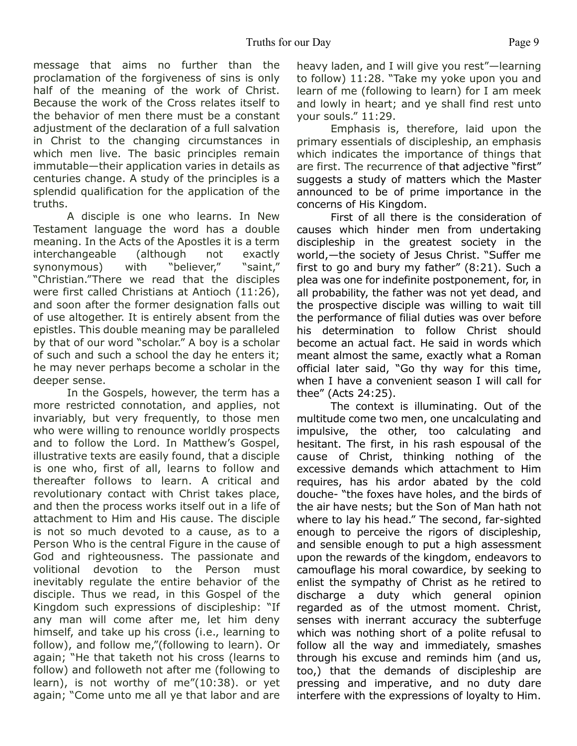message that aims no further than the proclamation of the forgiveness of sins is only half of the meaning of the work of Christ. Because the work of the Cross relates itself to the behavior of men there must be a constant adjustment of the declaration of a full salvation in Christ to the changing circumstances in which men live. The basic principles remain immutable—their application varies in details as centuries change. A study of the principles is a splendid qualification for the application of the truths.

A disciple is one who learns. In New Testament language the word has a double meaning. In the Acts of the Apostles it is a term interchangeable (although not exactly synonymous) with "believer," "saint," "Christian."There we read that the disciples were first called Christians at Antioch (11:26), and soon after the former designation falls out of use altogether. It is entirely absent from the epistles. This double meaning may be paralleled by that of our word "scholar." A boy is a scholar of such and such a school the day he enters it; he may never perhaps become a scholar in the deeper sense.

In the Gospels, however, the term has a more restricted connotation, and applies, not invariably, but very frequently, to those men who were willing to renounce worldly prospects and to follow the Lord. In Matthew's Gospel, illustrative texts are easily found, that a disciple is one who, first of all, learns to follow and thereafter follows to learn. A critical and revolutionary contact with Christ takes place, and then the process works itself out in a life of attachment to Him and His cause. The disciple is not so much devoted to a cause, as to a Person Who is the central Figure in the cause of God and righteousness. The passionate and volitional devotion to the Person must inevitably regulate the entire behavior of the disciple. Thus we read, in this Gospel of the Kingdom such expressions of discipleship: "If any man will come after me, let him deny himself, and take up his cross (i.e., learning to follow), and follow me,"(following to learn). Or again; "He that taketh not his cross (learns to follow) and followeth not after me (following to learn), is not worthy of me"(10:38). or yet again; "Come unto me all ye that labor and are heavy laden, and I will give you rest"—learning to follow) 11:28. "Take my yoke upon you and learn of me (following to learn) for I am meek and lowly in heart; and ye shall find rest unto your souls." 11:29.

Emphasis is, therefore, laid upon the primary essentials of discipleship, an emphasis which indicates the importance of things that are first. The recurrence of that adjective "first" suggests a study of matters which the Master announced to be of prime importance in the concerns of His Kingdom.

First of all there is the consideration of causes which hinder men from undertaking discipleship in the greatest society in the world,—the society of Jesus Christ. "Suffer me first to go and bury my father" (8:21). Such a plea was one for indefinite postponement, for, in all probability, the father was not yet dead, and the prospective disciple was willing to wait till the performance of filial duties was over before his determination to follow Christ should become an actual fact. He said in words which meant almost the same, exactly what a Roman official later said, "Go thy way for this time, when I have a convenient season I will call for thee" (Acts 24:25).

The context is illuminating. Out of the multitude come two men, one uncalculating and impulsive, the other, too calculating and hesitant. The first, in his rash espousal of the cause of Christ, thinking nothing of the excessive demands which attachment to Him requires, has his ardor abated by the cold douche- "the foxes have holes, and the birds of the air have nests; but the Son of Man hath not where to lay his head." The second, far-sighted enough to perceive the rigors of discipleship, and sensible enough to put a high assessment upon the rewards of the kingdom, endeavors to camouflage his moral cowardice, by seeking to enlist the sympathy of Christ as he retired to discharge a duty which general opinion regarded as of the utmost moment. Christ, senses with inerrant accuracy the subterfuge which was nothing short of a polite refusal to follow all the way and immediately, smashes through his excuse and reminds him (and us, too,) that the demands of discipleship are pressing and imperative, and no duty dare interfere with the expressions of loyalty to Him.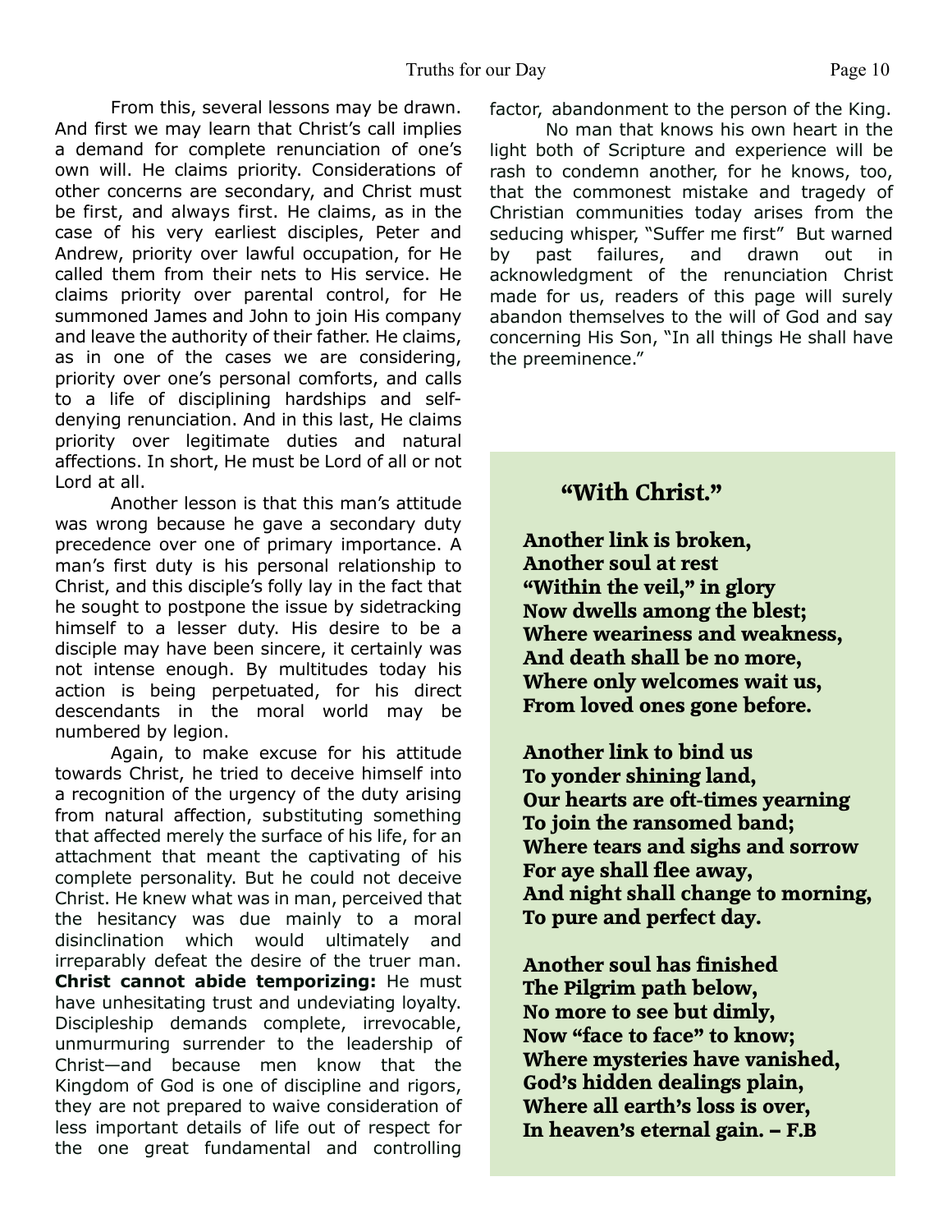From this, several lessons may be drawn. And first we may learn that Christ's call implies a demand for complete renunciation of one's own will. He claims priority. Considerations of other concerns are secondary, and Christ must be first, and always first. He claims, as in the case of his very earliest disciples, Peter and Andrew, priority over lawful occupation, for He called them from their nets to His service. He claims priority over parental control, for He summoned James and John to join His company and leave the authority of their father. He claims, as in one of the cases we are considering, priority over one's personal comforts, and calls to a life of disciplining hardships and self-denying renunciation. And in this last, He claims priority over legitimate duties and natural affections. In short, He must be Lord of all or not Lord at all.

Another lesson is that this man's attitude was wrong because he gave a secondary duty precedence over one of primary importance. A man's first duty is his personal relationship to Christ, and this disciple's folly lay in the fact that he sought to postpone the issue by sidetracking himself to a lesser duty. His desire to be a disciple may have been sincere, it certainly was not intense enough. By multitudes today his action is being perpetuated, for his direct descendants in the moral world may be numbered by legion.

Again, to make excuse for his attitude towards Christ, he tried to deceive himself into a recognition of the urgency of the duty arising from natural affection, substituting something that affected merely the surface of his life, for an attachment that meant the captivating of his complete personality. But he could not deceive Christ. He knew what was in man, perceived that the hesitancy was due mainly to a moral disinclination which would ultimately and irreparably defeat the desire of the truer man. **Christ cannot abide temporizing:** He must have unhesitating trust and undeviating loyalty. Discipleship demands complete, irrevocable, unmurmuring surrender to the leadership of Christ—and because men know that the Kingdom of God is one of discipline and rigors, they are not prepared to waive consideration of less important details of life out of respect for the one great fundamental and controlling factor, abandonment to the person of the King.

No man that knows his own heart in the light both of Scripture and experience will be rash to condemn another, for he knows, too, that the commonest mistake and tragedy of Christian communities today arises from the seducing whisper, "Suffer me first" But warned by past failures, and drawn out in acknowledgment of the renunciation Christ made for us, readers of this page will surely abandon themselves to the will of God and say concerning His Son, "In all things He shall have the preeminence."

## "With Christ."

**Another link is broken,**
**Another soul at rest**
**"Within the veil," in glory**
**Now dwells among the blest;**
**Where weariness and weakness,**
**And death shall be no more,**
**Where only welcomes wait us,**
**From loved ones gone before.**

**Another link to bind us**
**To yonder shining land,**
**Our hearts are oft-times yearning**
**To join the ransomed band;**
**Where tears and sighs and sorrow**
**For aye shall flee away,**
**And night shall change to morning,**
**To pure and perfect day.**

**Another soul has finished**
**The Pilgrim path below,**
**No more to see but dimly,**
**Now "face to face" to know;**
**Where mysteries have vanished,**
**God's hidden dealings plain,**
**Where all earth's loss is over,**
**In heaven's eternal gain. – F.B**